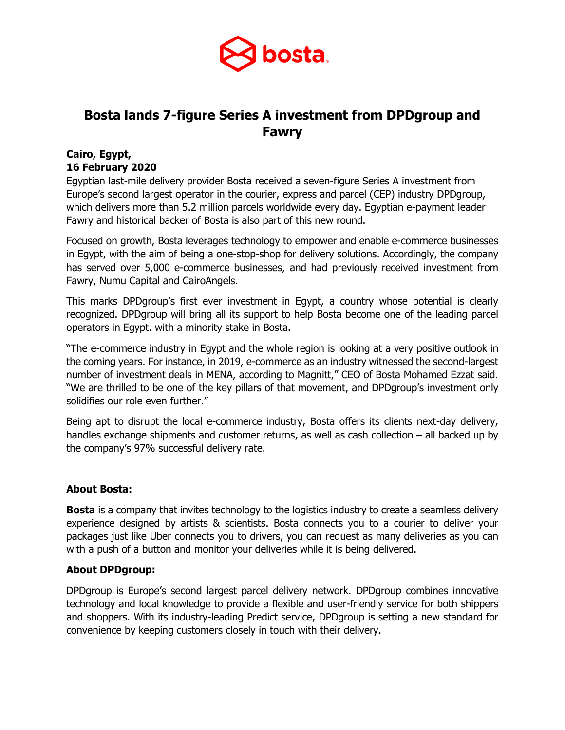bosta

# Bosta lands 7-figure Series A investment from DPDgroup and Fawry

**Cairo, Egypt,**
**16 February 2020**

Egyptian last-mile delivery provider Bosta received a seven-figure Series A investment from Europe's second largest operator in the courier, express and parcel (CEP) industry DPDgroup, which delivers more than 5.2 million parcels worldwide every day. Egyptian e-payment leader Fawry and historical backer of Bosta is also part of this new round.

Focused on growth, Bosta leverages technology to empower and enable e-commerce businesses in Egypt, with the aim of being a one-stop-shop for delivery solutions. Accordingly, the company has served over 5,000 e-commerce businesses, and had previously received investment from Fawry, Numu Capital and CairoAngels.

This marks DPDgroup's first ever investment in Egypt, a country whose potential is clearly recognized. DPDgroup will bring all its support to help Bosta become one of the leading parcel operators in Egypt. with a minority stake in Bosta.

"The e-commerce industry in Egypt and the whole region is looking at a very positive outlook in the coming years. For instance, in 2019, e-commerce as an industry witnessed the second-largest number of investment deals in MENA, according to Magnitt," CEO of Bosta Mohamed Ezzat said. "We are thrilled to be one of the key pillars of that movement, and DPDgroup's investment only solidifies our role even further."

Being apt to disrupt the local e-commerce industry, Bosta offers its clients next-day delivery, handles exchange shipments and customer returns, as well as cash collection – all backed up by the company's 97% successful delivery rate.

### About Bosta:

**Bosta** is a company that invites technology to the logistics industry to create a seamless delivery experience designed by artists & scientists. Bosta connects you to a courier to deliver your packages just like Uber connects you to drivers, you can request as many deliveries as you can with a push of a button and monitor your deliveries while it is being delivered.

### About DPDgroup:

DPDgroup is Europe's second largest parcel delivery network. DPDgroup combines innovative technology and local knowledge to provide a flexible and user-friendly service for both shippers and shoppers. With its industry-leading Predict service, DPDgroup is setting a new standard for convenience by keeping customers closely in touch with their delivery.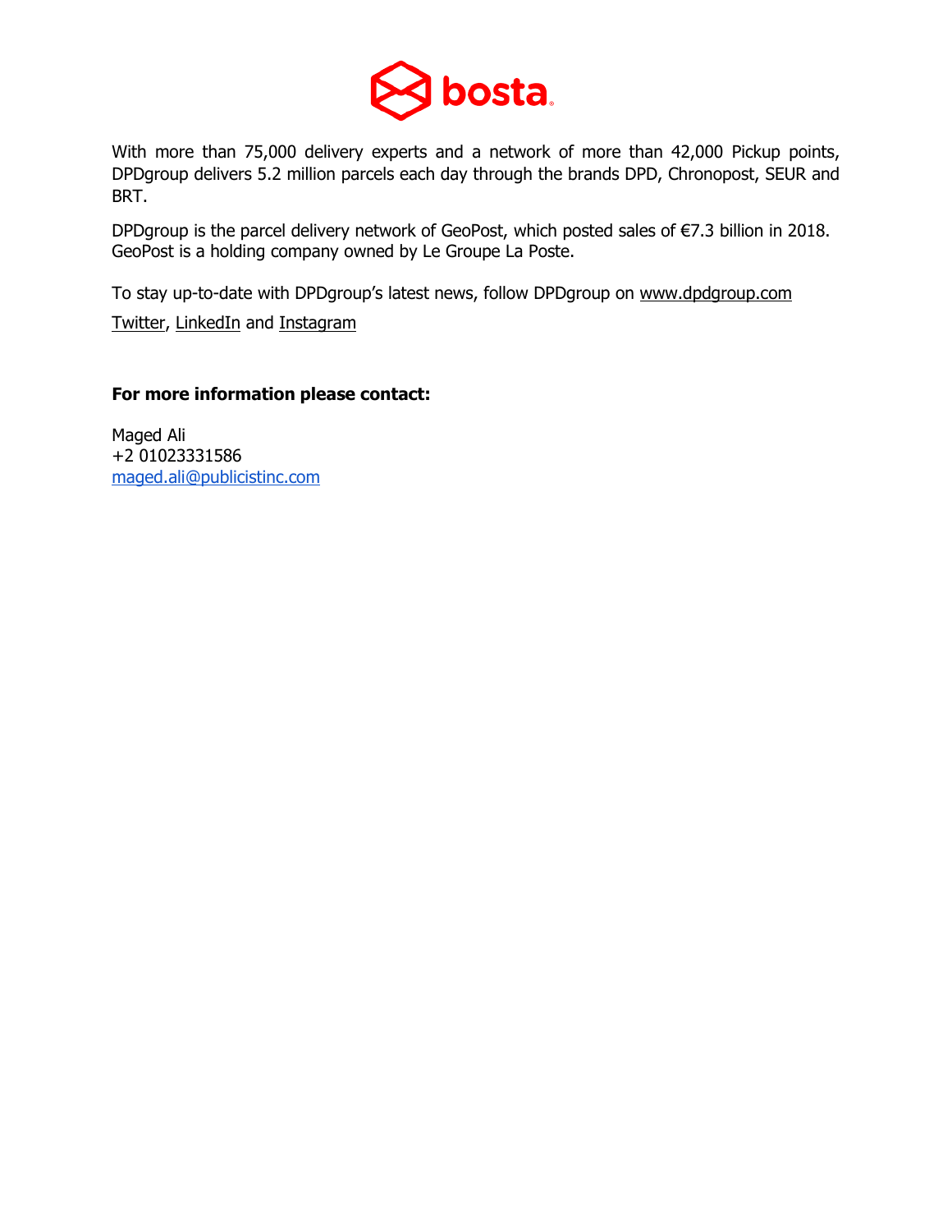With more than 75,000 delivery experts and a network of more than 42,000 Pickup points, DPDgroup delivers 5.2 million parcels each day through the brands DPD, Chronopost, SEUR and BRT.

DPDgroup is the parcel delivery network of GeoPost, which posted sales of €7.3 billion in 2018. GeoPost is a holding company owned by Le Groupe La Poste.

To stay up-to-date with DPDgroup's latest news, follow DPDgroup on www.dpdgroup.com

Twitter, LinkedIn and Instagram

**For more information please contact:**

Maged Ali
+2 01023331586
maged.ali@publicistinc.com